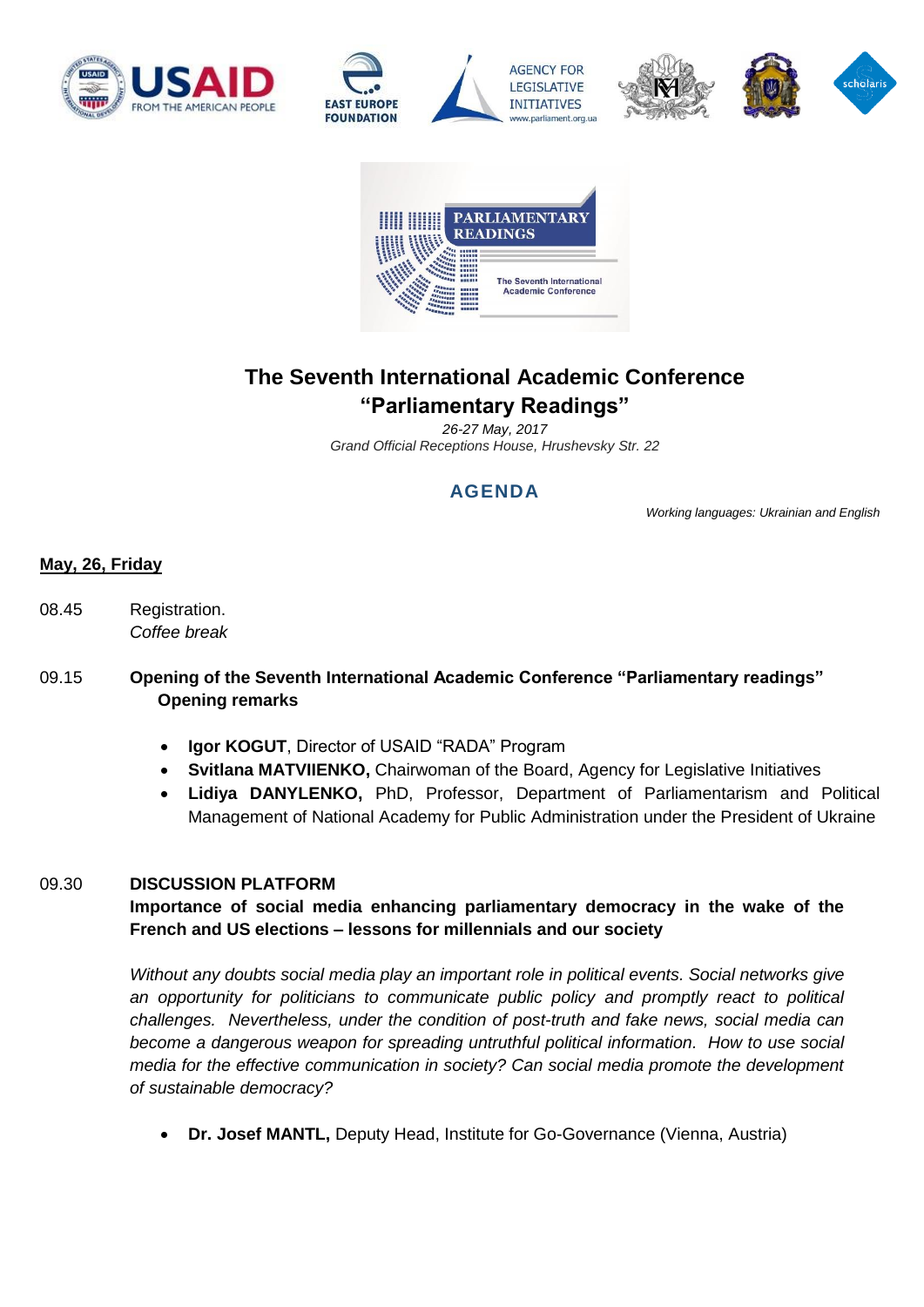# The Seventh International Academic Conference "Parliamentary Readings"

*26-27 May, 2017*
*Grand Official Receptions House, Hrushevsky Str. 22*

## AGENDA

*Working languages: Ukrainian and English*

**May, 26, Friday**

08.45 Registration.
*Coffee break*

09.15 **Opening of the Seventh International Academic Conference "Parliamentary readings"**
**Opening remarks**

- **Igor KOGUT**, Director of USAID "RADA" Program
- **Svitlana MATVIIENKO,** Chairwoman of the Board, Agency for Legislative Initiatives
- **Lidiya DANYLENKO,** PhD, Professor, Department of Parliamentarism and Political Management of National Academy for Public Administration under the President of Ukraine

09.30 **DISCUSSION PLATFORM**
**Importance of social media enhancing parliamentary democracy in the wake of the French and US elections – lessons for millennials and our society**

*Without any doubts social media play an important role in political events. Social networks give an opportunity for politicians to communicate public policy and promptly react to political challenges. Nevertheless, under the condition of post-truth and fake news, social media can become a dangerous weapon for spreading untruthful political information. How to use social media for the effective communication in society? Can social media promote the development of sustainable democracy?*

- **Dr. Josef MANTL,** Deputy Head, Institute for Go-Governance (Vienna, Austria)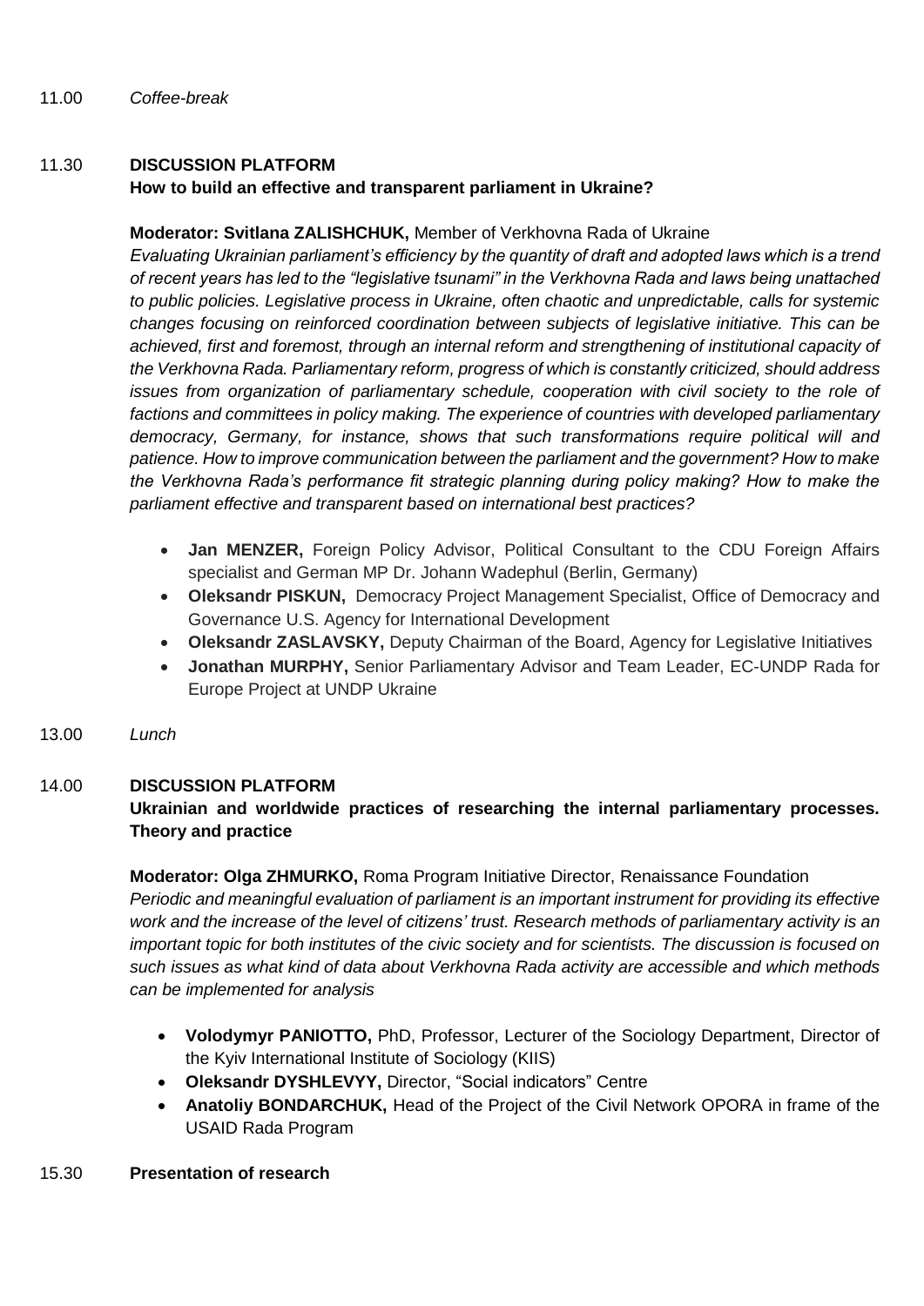11.00 *Coffee-break*

11.30 **DISCUSSION PLATFORM**
**How to build an effective and transparent parliament in Ukraine?**

**Moderator: Svitlana ZALISHCHUK,** Member of Verkhovna Rada of Ukraine

*Evaluating Ukrainian parliament's efficiency by the quantity of draft and adopted laws which is a trend of recent years has led to the "legislative tsunami" in the Verkhovna Rada and laws being unattached to public policies. Legislative process in Ukraine, often chaotic and unpredictable, calls for systemic changes focusing on reinforced coordination between subjects of legislative initiative. This can be achieved, first and foremost, through an internal reform and strengthening of institutional capacity of the Verkhovna Rada. Parliamentary reform, progress of which is constantly criticized, should address issues from organization of parliamentary schedule, cooperation with civil society to the role of factions and committees in policy making. The experience of countries with developed parliamentary democracy, Germany, for instance, shows that such transformations require political will and patience. How to improve communication between the parliament and the government? How to make the Verkhovna Rada's performance fit strategic planning during policy making? How to make the parliament effective and transparent based on international best practices?*

- **Jan MENZER,** Foreign Policy Advisor, Political Consultant to the CDU Foreign Affairs specialist and German MP Dr. Johann Wadephul (Berlin, Germany)
- **Oleksandr PISKUN,** Democracy Project Management Specialist, Office of Democracy and Governance U.S. Agency for International Development
- **Oleksandr ZASLAVSKY,** Deputy Chairman of the Board, Agency for Legislative Initiatives
- **Jonathan MURPHY,** Senior Parliamentary Advisor and Team Leader, EC-UNDP Rada for Europe Project at UNDP Ukraine

13.00 *Lunch*

14.00 **DISCUSSION PLATFORM**
**Ukrainian and worldwide practices of researching the internal parliamentary processes. Theory and practice**

**Moderator: Olga ZHMURKO,** Roma Program Initiative Director, Renaissance Foundation

*Periodic and meaningful evaluation of parliament is an important instrument for providing its effective work and the increase of the level of citizens' trust. Research methods of parliamentary activity is an important topic for both institutes of the civic society and for scientists. The discussion is focused on such issues as what kind of data about Verkhovna Rada activity are accessible and which methods can be implemented for analysis*

- **Volodymyr PANIOTTO,** PhD, Professor, Lecturer of the Sociology Department, Director of the Kyiv International Institute of Sociology (KIIS)
- **Oleksandr DYSHLEVYY,** Director, "Social indicators" Centre
- **Anatoliy BONDARCHUK,** Head of the Project of the Civil Network OPORA in frame of the USAID Rada Program

15.30 **Presentation of research**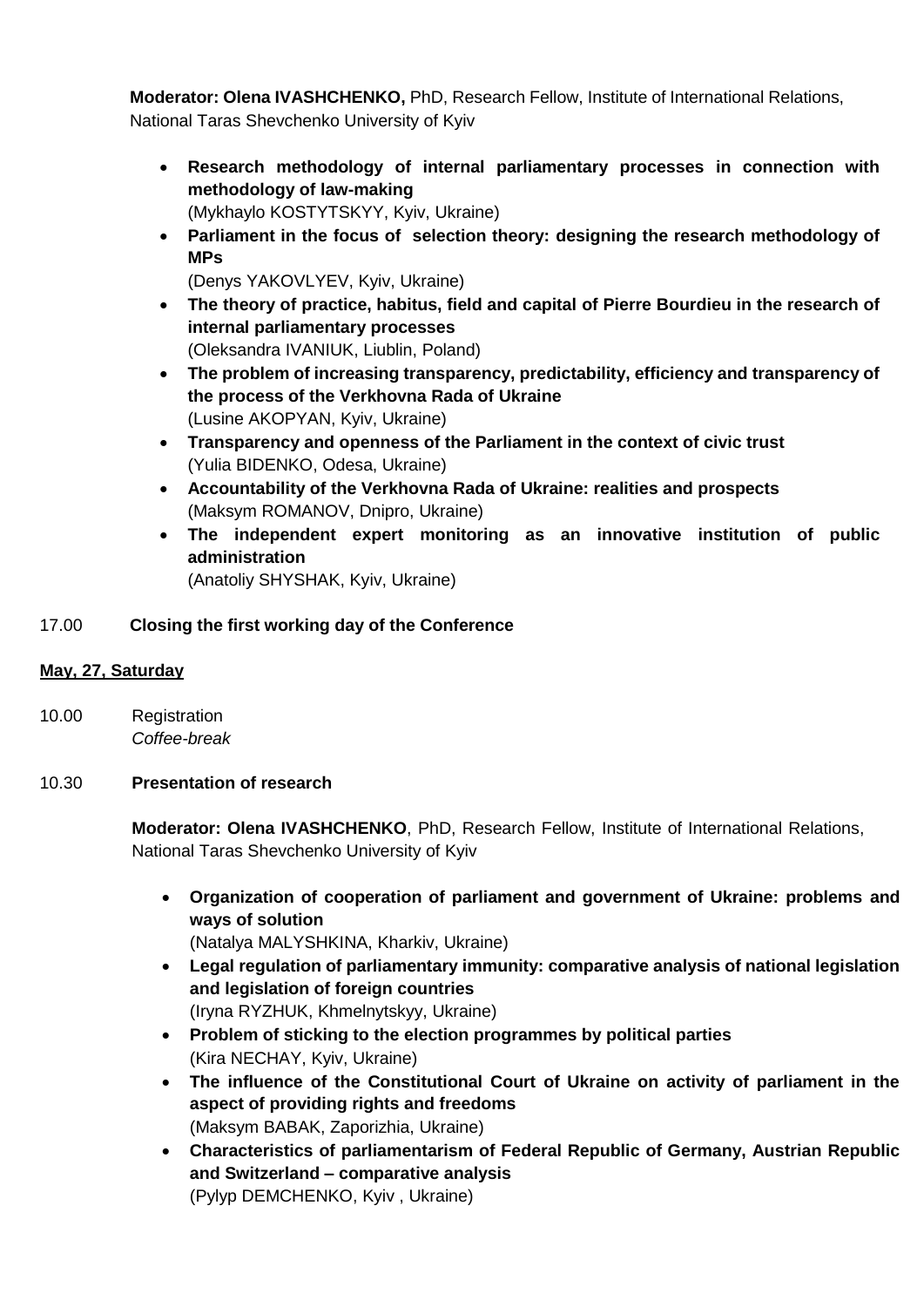**Moderator: Olena IVASHCHENKO,** PhD, Research Fellow, Institute of International Relations, National Taras Shevchenko University of Kyiv

- **Research methodology of internal parliamentary processes in connection with methodology of law-making**
  (Mykhaylo KOSTYTSKYY, Kyiv, Ukraine)
- **Parliament in the focus of selection theory: designing the research methodology of MPs**
  (Denys YAKOVLYEV, Kyiv, Ukraine)
- **The theory of practice, habitus, field and capital of Pierre Bourdieu in the research of internal parliamentary processes**
  (Oleksandra IVANIUK, Liublin, Poland)
- **The problem of increasing transparency, predictability, efficiency and transparency of the process of the Verkhovna Rada of Ukraine**
  (Lusine AKOPYAN, Kyiv, Ukraine)
- **Transparency and openness of the Parliament in the context of civic trust**
  (Yulia BIDENKO, Odesa, Ukraine)
- **Accountability of the Verkhovna Rada of Ukraine: realities and prospects**
  (Maksym ROMANOV, Dnipro, Ukraine)
- **The independent expert monitoring as an innovative institution of public administration**
  (Anatoliy SHYSHAK, Kyiv, Ukraine)

17.00 **Closing the first working day of the Conference**

**<u>May, 27, Saturday</u>**

10.00 Registration
*Coffee-break*

10.30 **Presentation of research**

**Moderator: Olena IVASHCHENKO**, PhD, Research Fellow, Institute of International Relations, National Taras Shevchenko University of Kyiv

- **Organization of cooperation of parliament and government of Ukraine: problems and ways of solution**
  (Natalya MALYSHKINA, Kharkiv, Ukraine)
- **Legal regulation of parliamentary immunity: comparative analysis of national legislation and legislation of foreign countries**
  (Iryna RYZHUK, Khmelnytskyy, Ukraine)
- **Problem of sticking to the election programmes by political parties**
  (Kira NECHAY, Kyiv, Ukraine)
- **The influence of the Constitutional Court of Ukraine on activity of parliament in the aspect of providing rights and freedoms**
  (Maksym BABAK, Zaporizhia, Ukraine)
- **Characteristics of parliamentarism of Federal Republic of Germany, Austrian Republic and Switzerland – comparative analysis**
  (Pylyp DEMCHENKO, Kyiv , Ukraine)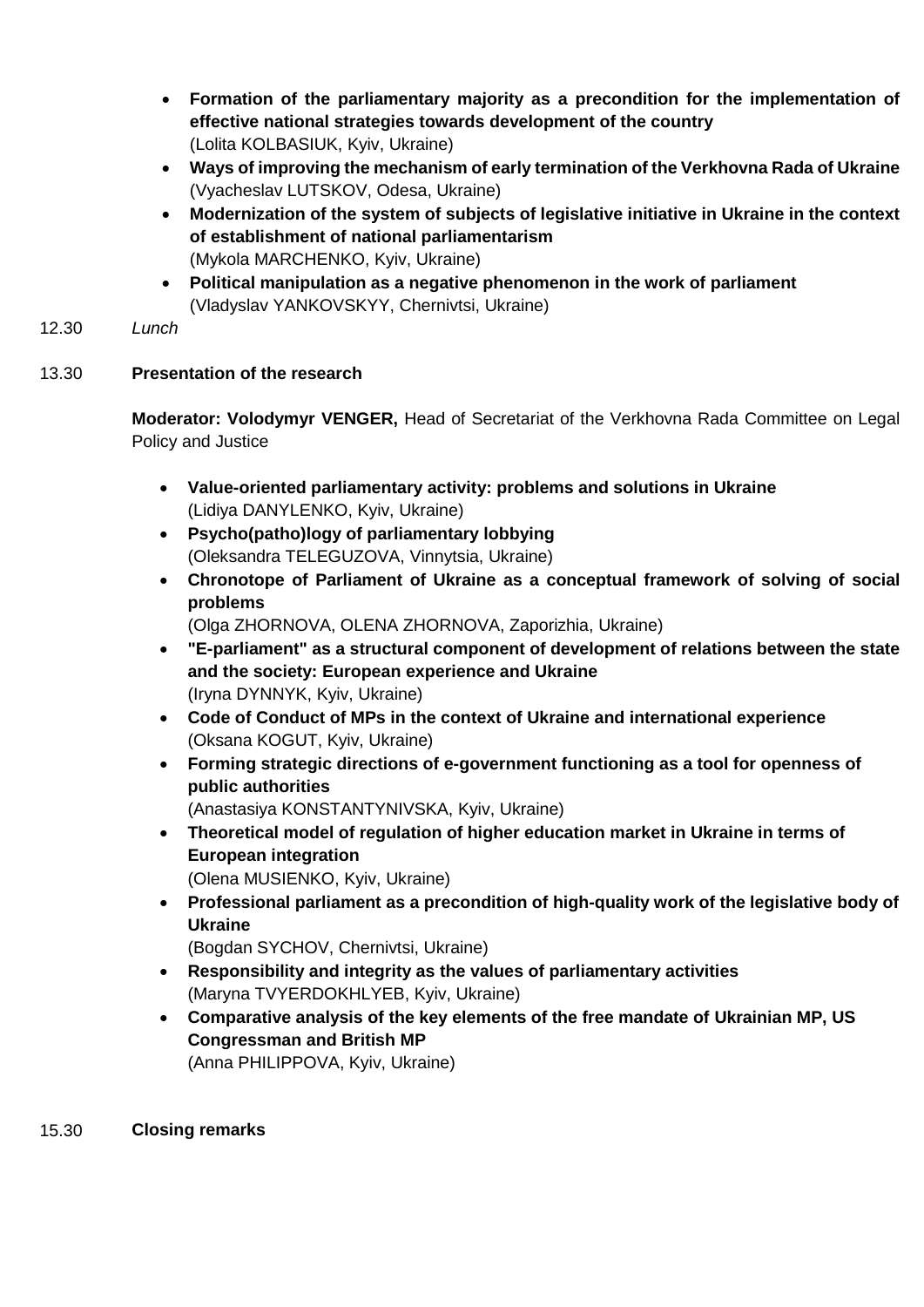- **Formation of the parliamentary majority as a precondition for the implementation of effective national strategies towards development of the country**
  (Lolita KOLBASIUK, Kyiv, Ukraine)
- **Ways of improving the mechanism of early termination of the Verkhovna Rada of Ukraine**
  (Vyacheslav LUTSKOV, Odesa, Ukraine)
- **Modernization of the system of subjects of legislative initiative in Ukraine in the context of establishment of national parliamentarism**
  (Mykola MARCHENKO, Kyiv, Ukraine)
- **Political manipulation as a negative phenomenon in the work of parliament**
  (Vladyslav YANKOVSKYY, Chernivtsi, Ukraine)

12.30 *Lunch*

13.30 **Presentation of the research**

**Moderator: Volodymyr VENGER,** Head of Secretariat of the Verkhovna Rada Committee on Legal Policy and Justice

- **Value-oriented parliamentary activity: problems and solutions in Ukraine**
  (Lidiya DANYLENKO, Kyiv, Ukraine)
- **Psycho(patho)logy of parliamentary lobbying**
  (Oleksandra TELEGUZOVA, Vinnytsia, Ukraine)
- **Chronotope of Parliament of Ukraine as a conceptual framework of solving of social problems**
  (Olga ZHORNOVA, OLENA ZHORNOVA, Zaporizhia, Ukraine)
- **"E-parliament" as a structural component of development of relations between the state and the society: European experience and Ukraine**
  (Iryna DYNNYK, Kyiv, Ukraine)
- **Code of Conduct of MPs in the context of Ukraine and international experience**
  (Oksana KOGUT, Kyiv, Ukraine)
- **Forming strategic directions of e-government functioning as a tool for openness of public authorities**
  (Anastasiya KONSTANTYNIVSKA, Kyiv, Ukraine)
- **Theoretical model of regulation of higher education market in Ukraine in terms of European integration**
  (Olena MUSIENKO, Kyiv, Ukraine)
- **Professional parliament as a precondition of high-quality work of the legislative body of Ukraine**
  (Bogdan SYCHOV, Chernivtsi, Ukraine)
- **Responsibility and integrity as the values of parliamentary activities**
  (Maryna TVYERDOKHLYEB, Kyiv, Ukraine)
- **Comparative analysis of the key elements of the free mandate of Ukrainian MP, US Congressman and British MP**
  (Anna PHILIPPOVA, Kyiv, Ukraine)

15.30 **Closing remarks**